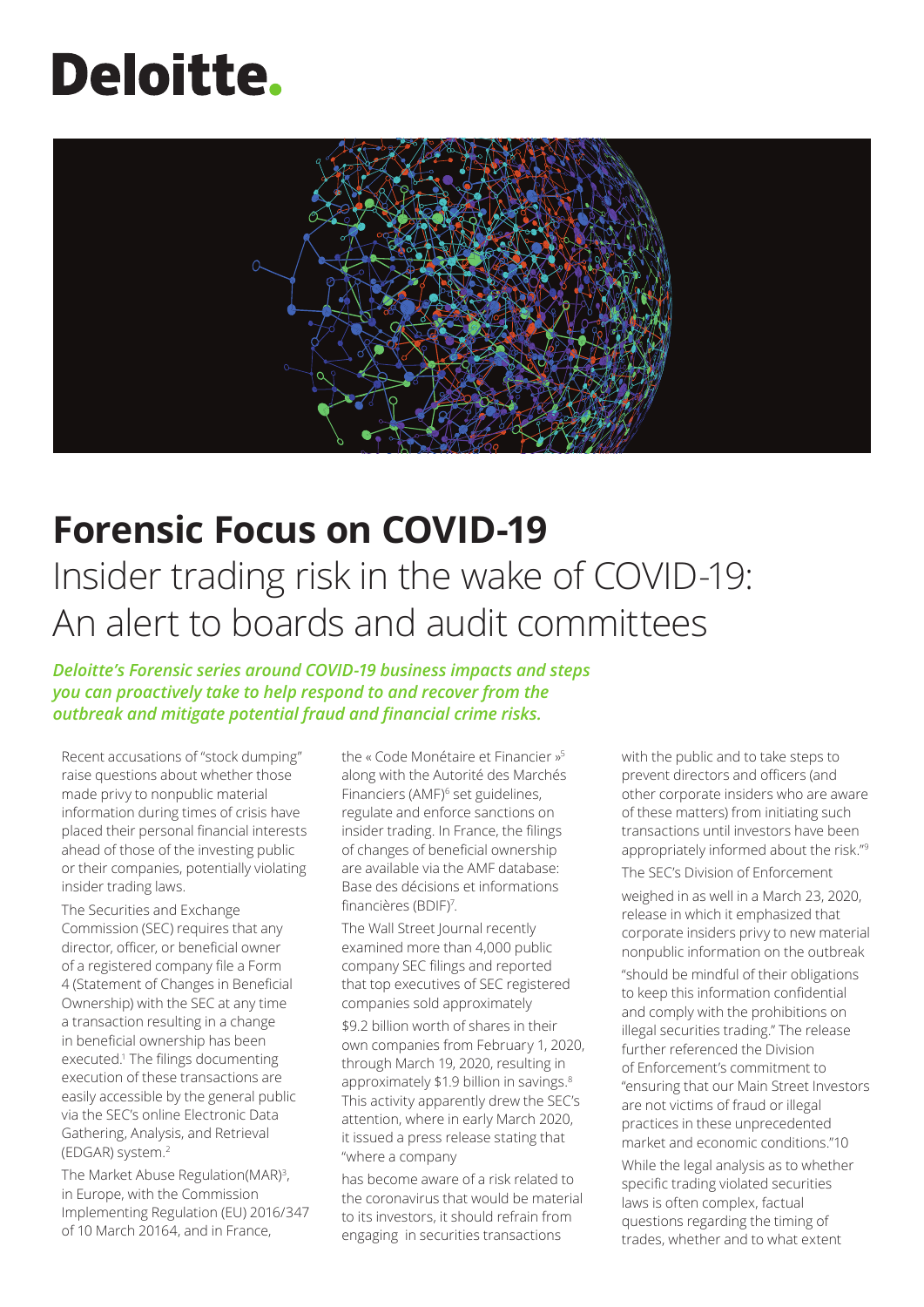Deloitte.

# Forensic Focus on COVID-19

## Insider trading risk in the wake of COVID-19: An alert to boards and audit committees

***Deloitte's Forensic series around COVID-19 business impacts and steps you can proactively take to help respond to and recover from the outbreak and mitigate potential fraud and financial crime risks.***

Recent accusations of "stock dumping" raise questions about whether those made privy to nonpublic material information during times of crisis have placed their personal financial interests ahead of those of the investing public or their companies, potentially violating insider trading laws.

The Securities and Exchange Commission (SEC) requires that any director, officer, or beneficial owner of a registered company file a Form 4 (Statement of Changes in Beneficial Ownership) with the SEC at any time a transaction resulting in a change in beneficial ownership has been executed.[1] The filings documenting execution of these transactions are easily accessible by the general public via the SEC's online Electronic Data Gathering, Analysis, and Retrieval (EDGAR) system.[2]

The Market Abuse Regulation(MAR)[3], in Europe, with the Commission Implementing Regulation (EU) 2016/347 of 10 March 20164, and in France, the « Code Monétaire et Financier »[5] along with the Autorité des Marchés Financiers (AMF)[6] set guidelines, regulate and enforce sanctions on insider trading. In France, the filings of changes of beneficial ownership are available via the AMF database: Base des décisions et informations financières (BDIF)[7].

The Wall Street Journal recently examined more than 4,000 public company SEC filings and reported that top executives of SEC registered companies sold approximately $9.2 billion worth of shares in their own companies from February 1, 2020, through March 19, 2020, resulting in approximately $1.9 billion in savings.[8] This activity apparently drew the SEC's attention, where in early March 2020, it issued a press release stating that "where a company has become aware of a risk related to the coronavirus that would be material to its investors, it should refrain from engaging in securities transactions with the public and to take steps to prevent directors and officers (and other corporate insiders who are aware of these matters) from initiating such transactions until investors have been appropriately informed about the risk."[9]

The SEC's Division of Enforcement weighed in as well in a March 23, 2020, release in which it emphasized that corporate insiders privy to new material nonpublic information on the outbreak "should be mindful of their obligations to keep this information confidential and comply with the prohibitions on illegal securities trading." The release further referenced the Division of Enforcement's commitment to "ensuring that our Main Street Investors are not victims of fraud or illegal practices in these unprecedented market and economic conditions."10

While the legal analysis as to whether specific trading violated securities laws is often complex, factual questions regarding the timing of trades, whether and to what extent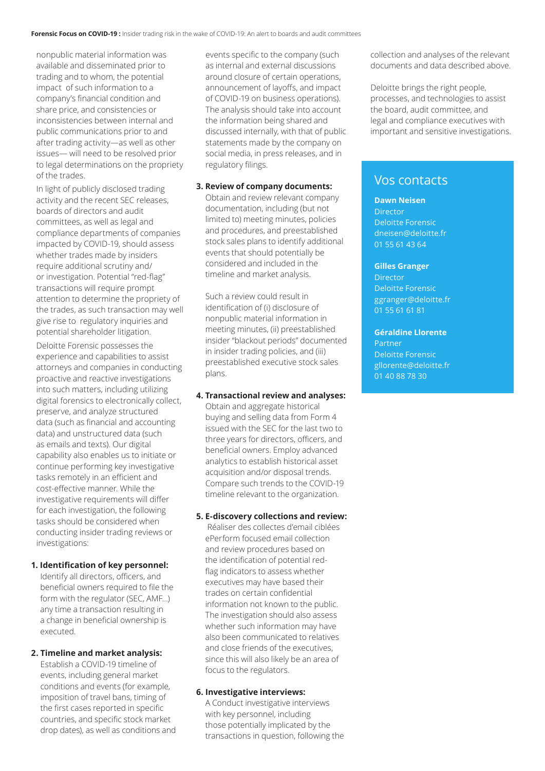nonpublic material information was available and disseminated prior to trading and to whom, the potential impact of such information to a company's financial condition and share price, and consistencies or inconsistencies between internal and public communications prior to and after trading activity—as well as other issues— will need to be resolved prior to legal determinations on the propriety of the trades.

In light of publicly disclosed trading activity and the recent SEC releases, boards of directors and audit committees, as well as legal and compliance departments of companies impacted by COVID-19, should assess whether trades made by insiders require additional scrutiny and/or investigation. Potential "red-flag" transactions will require prompt attention to determine the propriety of the trades, as such transaction may well give rise to regulatory inquiries and potential shareholder litigation.

Deloitte Forensic possesses the experience and capabilities to assist attorneys and companies in conducting proactive and reactive investigations into such matters, including utilizing digital forensics to electronically collect, preserve, and analyze structured data (such as financial and accounting data) and unstructured data (such as emails and texts). Our digital capability also enables us to initiate or continue performing key investigative tasks remotely in an efficient and cost-effective manner. While the investigative requirements will differ for each investigation, the following tasks should be considered when conducting insider trading reviews or investigations:

1. **Identification of key personnel:** Identify all directors, officers, and beneficial owners required to file the form with the regulator (SEC, AMF…) any time a transaction resulting in a change in beneficial ownership is executed.

2. **Timeline and market analysis:** Establish a COVID-19 timeline of events, including general market conditions and events (for example, imposition of travel bans, timing of the first cases reported in specific countries, and specific stock market drop dates), as well as conditions and events specific to the company (such as internal and external discussions around closure of certain operations, announcement of layoffs, and impact of COVID-19 on business operations). The analysis should take into account the information being shared and discussed internally, with that of public statements made by the company on social media, in press releases, and in regulatory filings.

3. **Review of company documents:** Obtain and review relevant company documentation, including (but not limited to) meeting minutes, policies and procedures, and preestablished stock sales plans to identify additional events that should potentially be considered and included in the timeline and market analysis.

   Such a review could result in identification of (i) disclosure of nonpublic material information in meeting minutes, (ii) preestablished insider "blackout periods" documented in insider trading policies, and (iii) preestablished executive stock sales plans.

4. **Transactional review and analyses:** Obtain and aggregate historical buying and selling data from Form 4 issued with the SEC for the last two to three years for directors, officers, and beneficial owners. Employ advanced analytics to establish historical asset acquisition and/or disposal trends. Compare such trends to the COVID-19 timeline relevant to the organization.

5. **E-discovery collections and review:** Réaliser des collectes d'email ciblées ePerform focused email collection and review procedures based on the identification of potential red-flag indicators to assess whether executives may have based their trades on certain confidential information not known to the public. The investigation should also assess whether such information may have also been communicated to relatives and close friends of the executives, since this will also likely be an area of focus to the regulators.

6. **Investigative interviews:** A Conduct investigative interviews with key personnel, including those potentially implicated by the transactions in question, following the collection and analyses of the relevant documents and data described above.

Deloitte brings the right people, processes, and technologies to assist the board, audit committee, and legal and compliance executives with important and sensitive investigations.

## Vos contacts

**Dawn Neisen**
Director
Deloitte Forensic
dneisen@deloitte.fr
01 55 61 43 64

**Gilles Granger**
Director
Deloitte Forensic
ggranger@deloitte.fr
01 55 61 61 81

**Géraldine Llorente**
Partner
Deloitte Forensic
gllorente@deloitte.fr
01 40 88 78 30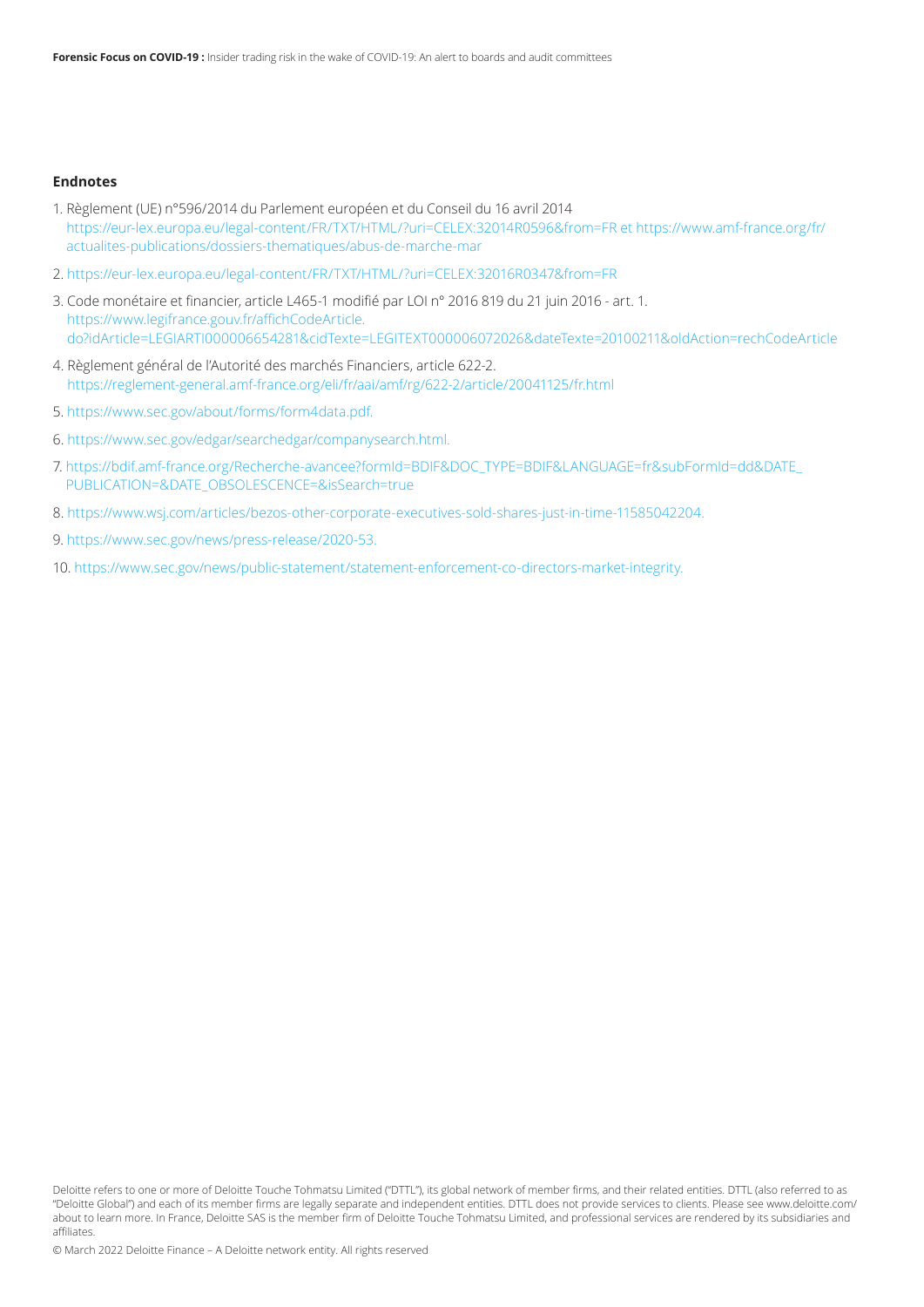## Endnotes

1. Règlement (UE) n°596/2014 du Parlement européen et du Conseil du 16 avril 2014 https://eur-lex.europa.eu/legal-content/FR/TXT/HTML/?uri=CELEX:32014R0596&from=FR et https://www.amf-france.org/fr/actualites-publications/dossiers-thematiques/abus-de-marche-mar
2. https://eur-lex.europa.eu/legal-content/FR/TXT/HTML/?uri=CELEX:32016R0347&from=FR
3. Code monétaire et financier, article L465-1 modifié par LOI n° 2016 819 du 21 juin 2016 - art. 1. https://www.legifrance.gouv.fr/affichCodeArticle.do?idArticle=LEGIARTI000006654281&cidTexte=LEGITEXT000006072026&dateTexte=20100211&oldAction=rechCodeArticle
4. Règlement général de l'Autorité des marchés Financiers, article 622-2. https://reglement-general.amf-france.org/eli/fr/aai/amf/rg/622-2/article/20041125/fr.html
5. https://www.sec.gov/about/forms/form4data.pdf.
6. https://www.sec.gov/edgar/searchedgar/companysearch.html.
7. https://bdif.amf-france.org/Recherche-avancee?formId=BDIF&DOC_TYPE=BDIF&LANGUAGE=fr&subFormId=dd&DATE_PUBLICATION=&DATE_OBSOLESCENCE=&isSearch=true
8. https://www.wsj.com/articles/bezos-other-corporate-executives-sold-shares-just-in-time-11585042204.
9. https://www.sec.gov/news/press-release/2020-53.
10. https://www.sec.gov/news/public-statement/statement-enforcement-co-directors-market-integrity.

Deloitte refers to one or more of Deloitte Touche Tohmatsu Limited ("DTTL"), its global network of member firms, and their related entities. DTTL (also referred to as "Deloitte Global") and each of its member firms are legally separate and independent entities. DTTL does not provide services to clients. Please see www.deloitte.com/about to learn more. In France, Deloitte SAS is the member firm of Deloitte Touche Tohmatsu Limited, and professional services are rendered by its subsidiaries and affiliates.

© March 2022 Deloitte Finance – A Deloitte network entity. All rights reserved